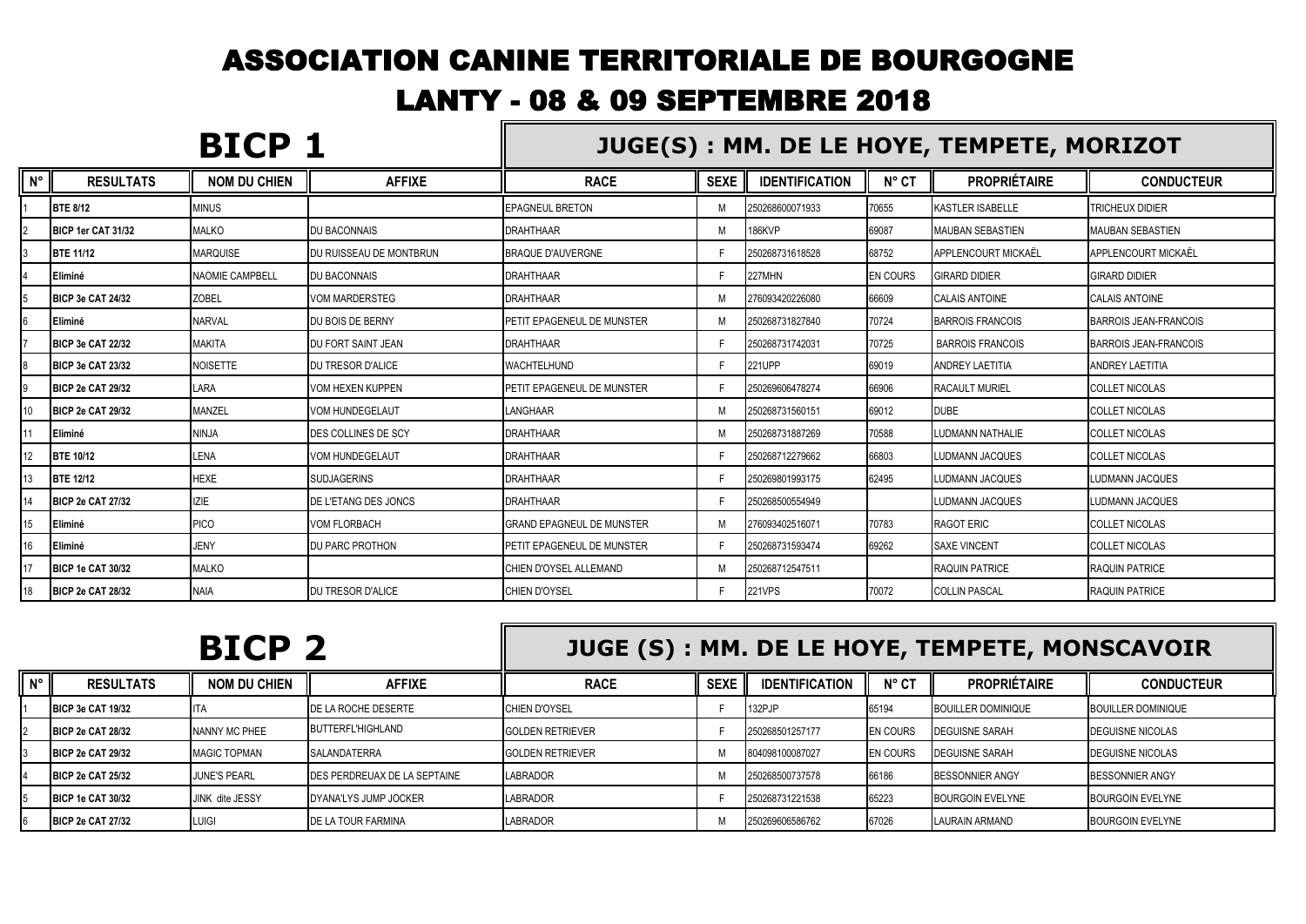# ASSOCIATION CANINE TERRITORIALE DE BOURGOGNE

## LANTY - 08 & 09 SEPTEMBRE 2018

## BICP 1

### JUGE(S) : MM. DE LE HOYE, TEMPETE, MORIZOT

| N° | RESULTATS | NOM DU CHIEN | AFFIXE | RACE | SEXE | IDENTIFICATION | N° CT | PROPRIÉTAIRE | CONDUCTEUR |
|---|---|---|---|---|---|---|---|---|---|
| 1 | BTE 8/12 | MINUS | | EPAGNEUL BRETON | M | 250268600071933 | 70655 | KASTLER ISABELLE | TRICHEUX DIDIER |
| 2 | BICP 1er CAT 31/32 | MALKO | DU BACONNAIS | DRAHTHAAR | M | 186KVP | 69087 | MAUBAN SEBASTIEN | MAUBAN SEBASTIEN |
| 3 | BTE 11/12 | MARQUISE | DU RUISSEAU DE MONTBRUN | BRAQUE D'AUVERGNE | F | 250268731618528 | 68752 | APPLENCOURT MICKAËL | APPLENCOURT MICKAËL |
| 4 | Eliminé | NAOMIE CAMPBELL | DU BACONNAIS | DRAHTHAAR | F | 227MHN | EN COURS | GIRARD DIDIER | GIRARD DIDIER |
| 5 | BICP 3e CAT 24/32 | ZOBEL | VOM MARDERSTEG | DRAHTHAAR | M | 276093420226080 | 66609 | CALAIS ANTOINE | CALAIS ANTOINE |
| 6 | Eliminé | NARVAL | DU BOIS DE BERNY | PETIT EPAGENEUL DE MUNSTER | M | 250268731827840 | 70724 | BARROIS FRANCOIS | BARROIS JEAN-FRANCOIS |
| 7 | BICP 3e CAT 22/32 | MAKITA | DU FORT SAINT JEAN | DRAHTHAAR | F | 250268731742031 | 70725 | BARROIS FRANCOIS | BARROIS JEAN-FRANCOIS |
| 8 | BICP 3e CAT 23/32 | NOISETTE | DU TRESOR D'ALICE | WACHTELHUND | F | 221UPP | 69019 | ANDREY LAETITIA | ANDREY LAETITIA |
| 9 | BICP 2e CAT 29/32 | LARA | VOM HEXEN KUPPEN | PETIT EPAGENEUL DE MUNSTER | F | 250269606478274 | 66906 | RACAULT MURIEL | COLLET NICOLAS |
| 10 | BICP 2e CAT 29/32 | MANZEL | VOM HUNDEGELAUT | LANGHAAR | M | 250268731560151 | 69012 | DUBE | COLLET NICOLAS |
| 11 | Eliminé | NINJA | DES COLLINES DE SCY | DRAHTHAAR | M | 250268731887269 | 70588 | LUDMANN NATHALIE | COLLET NICOLAS |
| 12 | BTE 10/12 | LENA | VOM HUNDEGELAUT | DRAHTHAAR | F | 250268712279662 | 66803 | LUDMANN JACQUES | COLLET NICOLAS |
| 13 | BTE 12/12 | HEXE | SUDJAGERINS | DRAHTHAAR | F | 250269801993175 | 62495 | LUDMANN JACQUES | LUDMANN JACQUES |
| 14 | BICP 2e CAT 27/32 | IZIE | DE L'ETANG DES JONCS | DRAHTHAAR | F | 250268500554949 | | LUDMANN JACQUES | LUDMANN JACQUES |
| 15 | Eliminé | PICO | VOM FLORBACH | GRAND EPAGNEUL DE MUNSTER | M | 276093402516071 | 70783 | RAGOT ERIC | COLLET NICOLAS |
| 16 | Eliminé | JENY | DU PARC PROTHON | PETIT EPAGENEUL DE MUNSTER | F | 250268731593474 | 69262 | SAXE VINCENT | COLLET NICOLAS |
| 17 | BICP 1e CAT 30/32 | MALKO | | CHIEN D'OYSEL ALLEMAND | M | 250268712547511 | | RAQUIN PATRICE | RAQUIN PATRICE |
| 18 | BICP 2e CAT 28/32 | NAIA | DU TRESOR D'ALICE | CHIEN D'OYSEL | F | 221VPS | 70072 | COLLIN PASCAL | RAQUIN PATRICE |

## BICP 2

### JUGE (S) : MM. DE LE HOYE, TEMPETE, MONSCAVOIR

| N° | RESULTATS | NOM DU CHIEN | AFFIXE | RACE | SEXE | IDENTIFICATION | N° CT | PROPRIÉTAIRE | CONDUCTEUR |
|---|---|---|---|---|---|---|---|---|---|
| 1 | BICP 3e CAT 19/32 | ITA | DE LA ROCHE DESERTE | CHIEN D'OYSEL | F | 132PJP | 65194 | BOUILLER DOMINIQUE | BOUILLER DOMINIQUE |
| 2 | BICP 2e CAT 28/32 | NANNY MC PHEE | BUTTERFL'HIGHLAND | GOLDEN RETRIEVER | F | 250268501257177 | EN COURS | DEGUISNE SARAH | DEGUISNE NICOLAS |
| 3 | BICP 2e CAT 29/32 | MAGIC TOPMAN | SALANDATERRA | GOLDEN RETRIEVER | M | 804098100087027 | EN COURS | DEGUISNE SARAH | DEGUISNE NICOLAS |
| 4 | BICP 2e CAT 25/32 | JUNE'S PEARL | DES PERDREUAX DE LA SEPTAINE | LABRADOR | M | 250268500737578 | 66186 | BESSONNIER ANGY | BESSONNIER ANGY |
| 5 | BICP 1e CAT 30/32 | JINK dite JESSY | DYANA'LYS JUMP JOCKER | LABRADOR | F | 250268731221538 | 65223 | BOURGOIN EVELYNE | BOURGOIN EVELYNE |
| 6 | BICP 2e CAT 27/32 | LUIGI | DE LA TOUR FARMINA | LABRADOR | M | 250269606586762 | 67026 | LAURAIN ARMAND | BOURGOIN EVELYNE |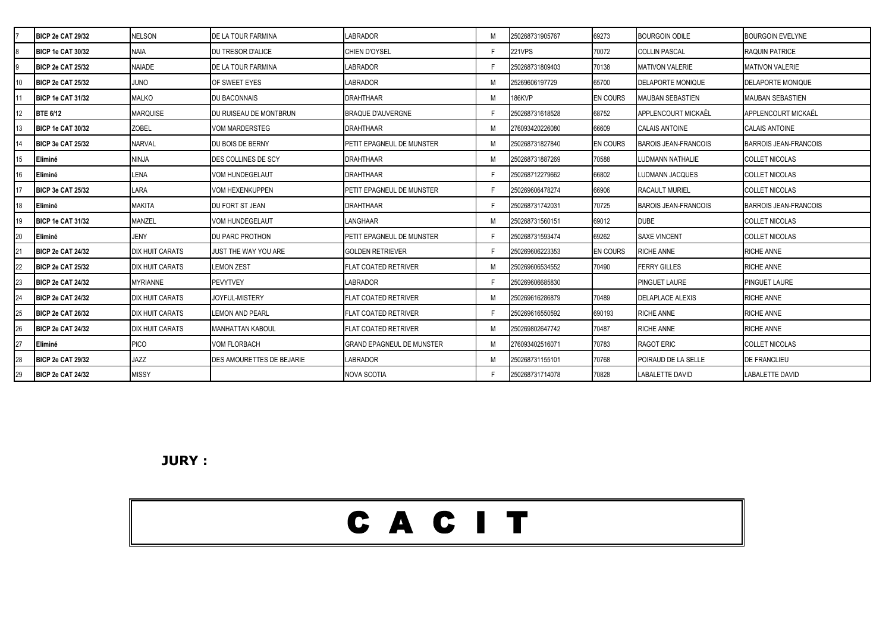| | | | | | | | | | |
|---|---|---|---|---|---|---|---|---|---|
| 7 | **BICP 2e CAT 29/32** | NELSON | DE LA TOUR FARMINA | LABRADOR | M | 250268731905767 | 69273 | BOURGOIN ODILE | BOURGOIN EVELYNE |
| 8 | **BICP 1e CAT 30/32** | NAIA | DU TRESOR D'ALICE | CHIEN D'OYSEL | F | 221VPS | 70072 | COLLIN PASCAL | RAQUIN PATRICE |
| 9 | **BICP 2e CAT 25/32** | NAIADE | DE LA TOUR FARMINA | LABRADOR | F | 250268731809403 | 70138 | MATIVON VALERIE | MATIVON VALERIE |
| 10 | **BICP 2e CAT 25/32** | JUNO | OF SWEET EYES | LABRADOR | M | 25269606197729 | 65700 | DELAPORTE MONIQUE | DELAPORTE MONIQUE |
| 11 | **BICP 1e CAT 31/32** | MALKO | DU BACONNAIS | DRAHTHAAR | M | 186KVP | EN COURS | MAUBAN SEBASTIEN | MAUBAN SEBASTIEN |
| 12 | **BTE 6/12** | MARQUISE | DU RUISEAU DE MONTBRUN | BRAQUE D'AUVERGNE | F | 250268731618528 | 68752 | APPLENCOURT MICKAËL | APPLENCOURT MICKAËL |
| 13 | **BICP 1e CAT 30/32** | ZOBEL | VOM MARDERSTEG | DRAHTHAAR | M | 276093420226080 | 66609 | CALAIS ANTOINE | CALAIS ANTOINE |
| 14 | **BICP 3e CAT 25/32** | NARVAL | DU BOIS DE BERNY | PETIT EPAGNEUL DE MUNSTER | M | 250268731827840 | EN COURS | BAROIS JEAN-FRANCOIS | BARROIS JEAN-FRANCOIS |
| 15 | **Eliminé** | NINJA | DES COLLINES DE SCY | DRAHTHAAR | M | 250268731887269 | 70588 | LUDMANN NATHALIE | COLLET NICOLAS |
| 16 | **Eliminé** | LENA | VOM HUNDEGELAUT | DRAHTHAAR | F | 250268712279662 | 66802 | LUDMANN JACQUES | COLLET NICOLAS |
| 17 | **BICP 3e CAT 25/32** | LARA | VOM HEXENKUPPEN | PETIT EPAGNEUL DE MUNSTER | F | 250269606478274 | 66906 | RACAULT MURIEL | COLLET NICOLAS |
| 18 | **Eliminé** | MAKITA | DU FORT ST JEAN | DRAHTHAAR | F | 250268731742031 | 70725 | BAROIS JEAN-FRANCOIS | BARROIS JEAN-FRANCOIS |
| 19 | **BICP 1e CAT 31/32** | MANZEL | VOM HUNDEGELAUT | LANGHAAR | M | 250268731560151 | 69012 | DUBE | COLLET NICOLAS |
| 20 | **Eliminé** | JENY | DU PARC PROTHON | PETIT EPAGNEUL DE MUNSTER | F | 250268731593474 | 69262 | SAXE VINCENT | COLLET NICOLAS |
| 21 | **BICP 2e CAT 24/32** | DIX HUIT CARATS | JUST THE WAY YOU ARE | GOLDEN RETRIEVER | F | 250269606223353 | EN COURS | RICHE ANNE | RICHE ANNE |
| 22 | **BICP 2e CAT 25/32** | DIX HUIT CARATS | LEMON ZEST | FLAT COATED RETRIVER | M | 250269606534552 | 70490 | FERRY GILLES | RICHE ANNE |
| 23 | **BICP 2e CAT 24/32** | MYRIANNE | PEVYTVEY | LABRADOR | F | 250269606685830 | | PINGUET LAURE | PINGUET LAURE |
| 24 | **BICP 2e CAT 24/32** | DIX HUIT CARATS | JOYFUL-MISTERY | FLAT COATED RETRIVER | M | 250269616286879 | 70489 | DELAPLACE ALEXIS | RICHE ANNE |
| 25 | **BICP 2e CAT 26/32** | DIX HUIT CARATS | LEMON AND PEARL | FLAT COATED RETRIVER | F | 250269616550592 | 690193 | RICHE ANNE | RICHE ANNE |
| 26 | **BICP 2e CAT 24/32** | DIX HUIT CARATS | MANHATTAN KABOUL | FLAT COATED RETRIVER | M | 250269802647742 | 70487 | RICHE ANNE | RICHE ANNE |
| 27 | **Eliminé** | PICO | VOM FLORBACH | GRAND EPAGNEUL DE MUNSTER | M | 276093402516071 | 70783 | RAGOT ERIC | COLLET NICOLAS |
| 28 | **BICP 2e CAT 29/32** | JAZZ | DES AMOURETTES DE BEJARIE | LABRADOR | M | 250268731155101 | 70768 | POIRAUD DE LA SELLE | DE FRANCLIEU |
| 29 | **BICP 2e CAT 24/32** | MISSY | | NOVA SCOTIA | F | 250268731714078 | 70828 | LABALETTE DAVID | LABALETTE DAVID |

**JURY :**

# C A C I T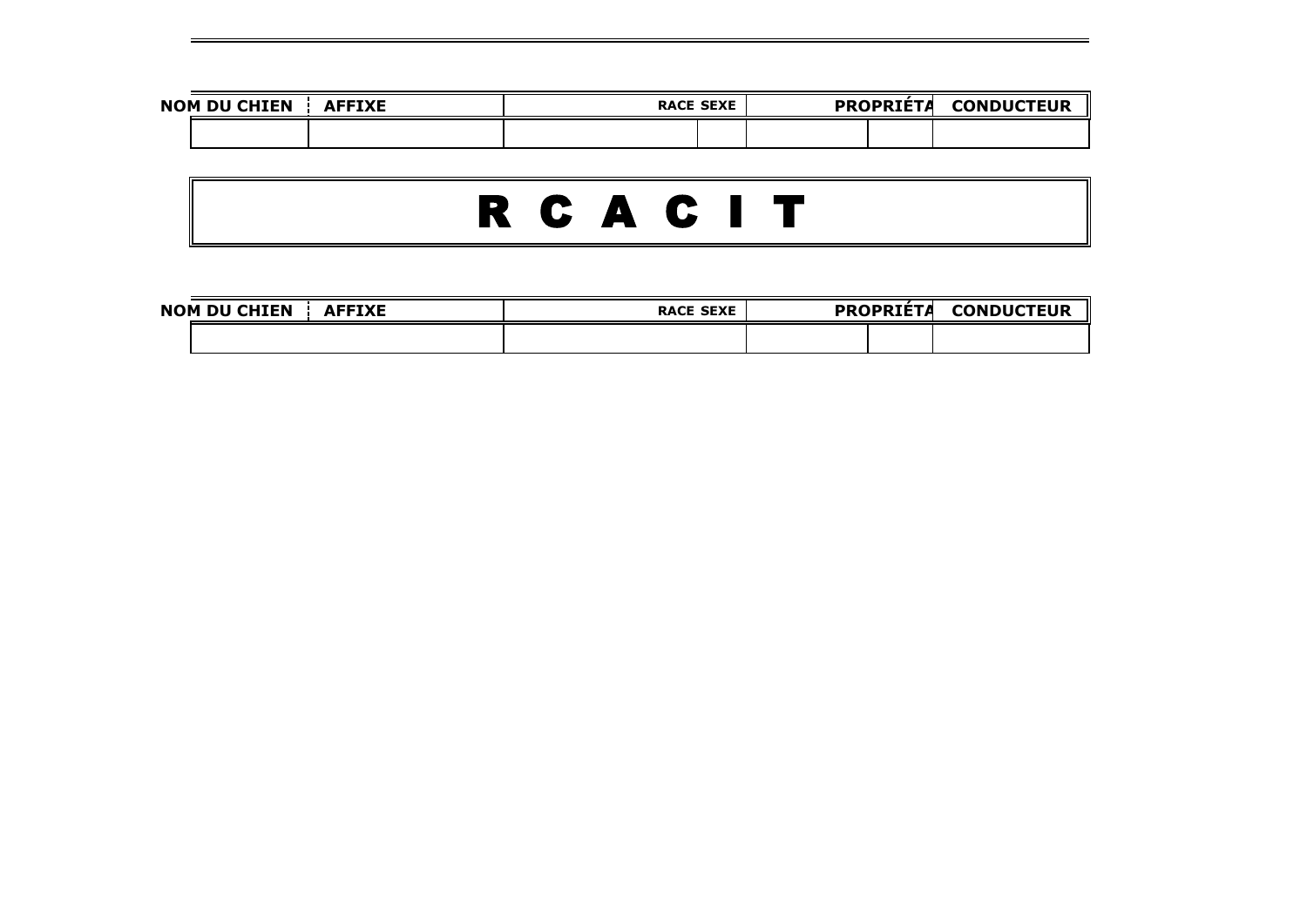| NOM DU CHIEN | AFFIXE | RACE | SEXE | PROPRIÉTA | | CONDUCTEUR |
|---|---|---|---|---|---|---|
| | | | | | | |

# R C A C I T

| NOM DU CHIEN | AFFIXE | RACE | SEXE | PROPRIÉTA | | CONDUCTEUR |
|---|---|---|---|---|---|---|
| | | | | | | |